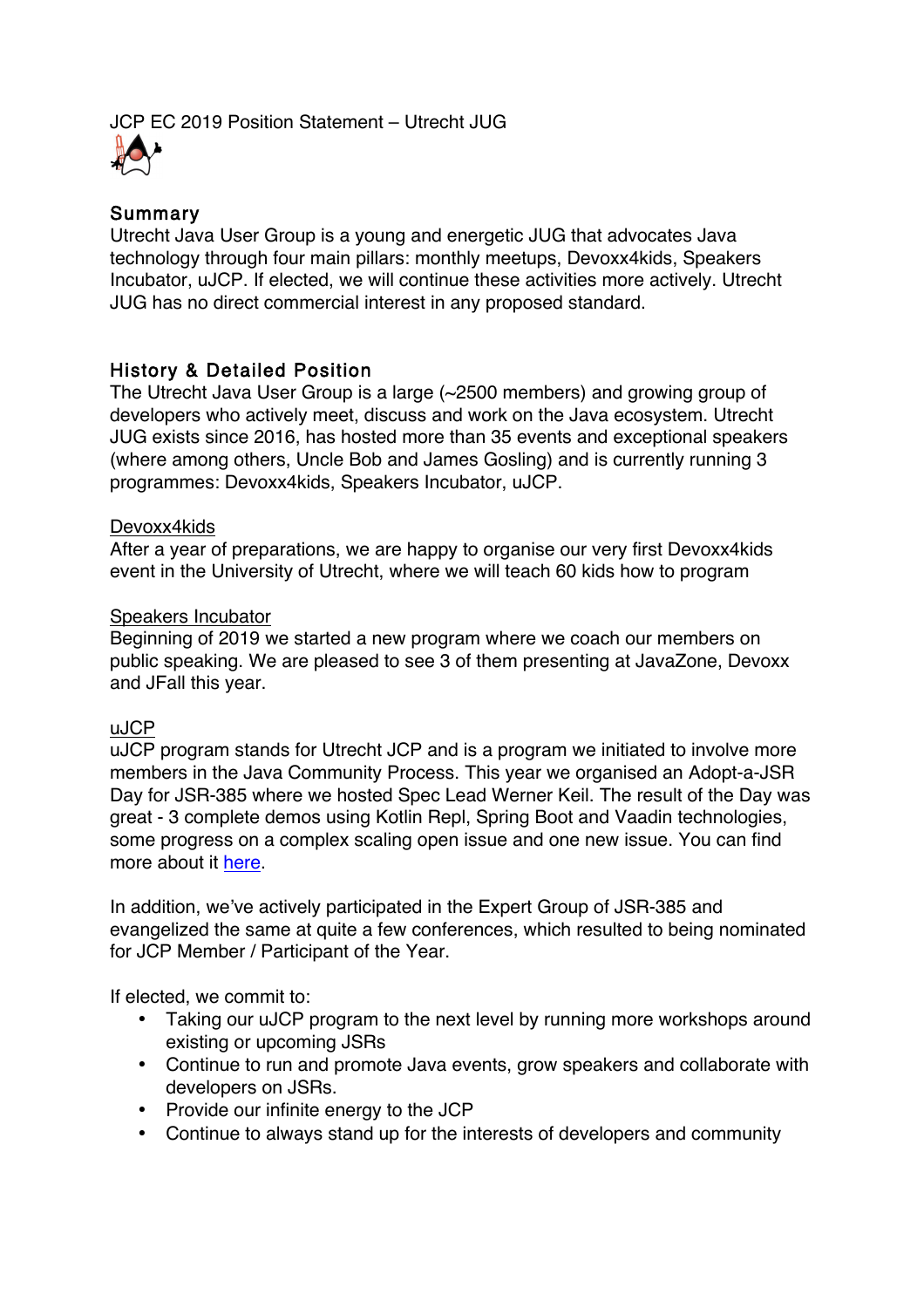JCP EC 2019 Position Statement – Utrecht JUG

## Summary

Utrecht Java User Group is a young and energetic JUG that advocates Java technology through four main pillars: monthly meetups, Devoxx4kids, Speakers Incubator, uJCP. If elected, we will continue these activities more actively. Utrecht JUG has no direct commercial interest in any proposed standard.

## History & Detailed Position

The Utrecht Java User Group is a large (~2500 members) and growing group of developers who actively meet, discuss and work on the Java ecosystem. Utrecht JUG exists since 2016, has hosted more than 35 events and exceptional speakers (where among others, Uncle Bob and James Gosling) and is currently running 3 programmes: Devoxx4kids, Speakers Incubator, uJCP.

### Devoxx4kids

After a year of preparations, we are happy to organise our very first Devoxx4kids event in the University of Utrecht, where we will teach 60 kids how to program

### Speakers Incubator

Beginning of 2019 we started a new program where we coach our members on public speaking. We are pleased to see 3 of them presenting at JavaZone, Devoxx and JFall this year.

### uJCP

uJCP program stands for Utrecht JCP and is a program we initiated to involve more members in the Java Community Process. This year we organised an Adopt-a-JSR Day for JSR-385 where we hosted Spec Lead Werner Keil. The result of the Day was great - 3 complete demos using Kotlin Repl, Spring Boot and Vaadin technologies, some progress on a complex scaling open issue and one new issue. You can find more about it here.

In addition, we've actively participated in the Expert Group of JSR-385 and evangelized the same at quite a few conferences, which resulted to being nominated for JCP Member / Participant of the Year.

If elected, we commit to:

- Taking our uJCP program to the next level by running more workshops around existing or upcoming JSRs
- Continue to run and promote Java events, grow speakers and collaborate with developers on JSRs.
- Provide our infinite energy to the JCP
- Continue to always stand up for the interests of developers and community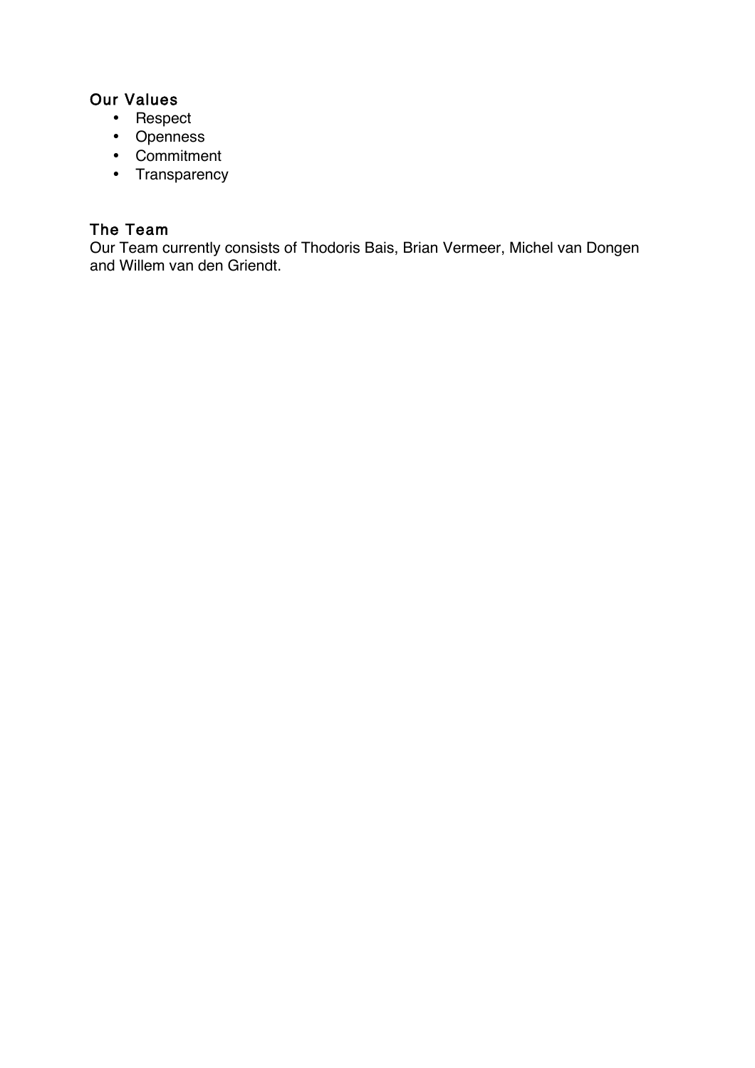## Our Values

- Respect
- Openness
- Commitment
- Transparency

## The Team

Our Team currently consists of Thodoris Bais, Brian Vermeer, Michel van Dongen and Willem van den Griendt.